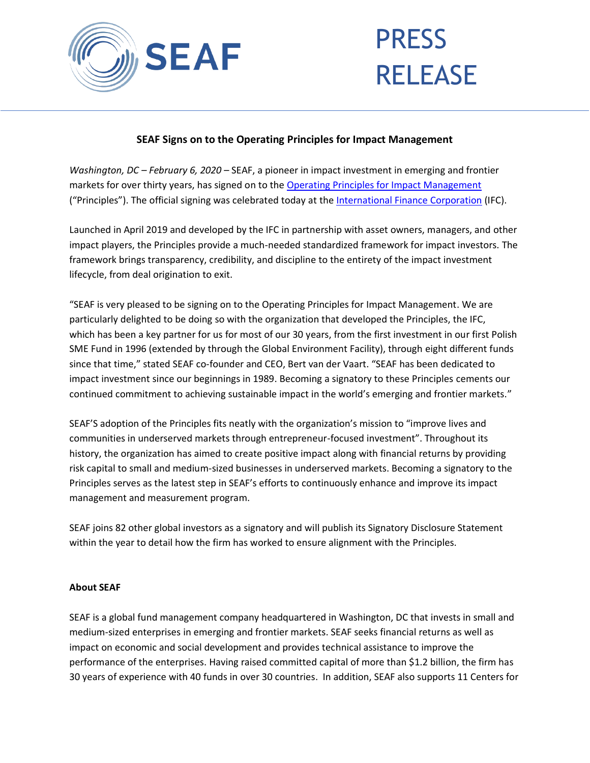# PRESS RELEASE

## SEAF Signs on to the Operating Principles for Impact Management

*Washington, DC – February 6, 2020* – SEAF, a pioneer in impact investment in emerging and frontier markets for over thirty years, has signed on to the Operating Principles for Impact Management ("Principles"). The official signing was celebrated today at the International Finance Corporation (IFC).

Launched in April 2019 and developed by the IFC in partnership with asset owners, managers, and other impact players, the Principles provide a much-needed standardized framework for impact investors. The framework brings transparency, credibility, and discipline to the entirety of the impact investment lifecycle, from deal origination to exit.

"SEAF is very pleased to be signing on to the Operating Principles for Impact Management. We are particularly delighted to be doing so with the organization that developed the Principles, the IFC, which has been a key partner for us for most of our 30 years, from the first investment in our first Polish SME Fund in 1996 (extended by through the Global Environment Facility), through eight different funds since that time," stated SEAF co-founder and CEO, Bert van der Vaart. "SEAF has been dedicated to impact investment since our beginnings in 1989. Becoming a signatory to these Principles cements our continued commitment to achieving sustainable impact in the world's emerging and frontier markets."

SEAF'S adoption of the Principles fits neatly with the organization's mission to "improve lives and communities in underserved markets through entrepreneur-focused investment". Throughout its history, the organization has aimed to create positive impact along with financial returns by providing risk capital to small and medium-sized businesses in underserved markets. Becoming a signatory to the Principles serves as the latest step in SEAF's efforts to continuously enhance and improve its impact management and measurement program.

SEAF joins 82 other global investors as a signatory and will publish its Signatory Disclosure Statement within the year to detail how the firm has worked to ensure alignment with the Principles.

**About SEAF**

SEAF is a global fund management company headquartered in Washington, DC that invests in small and medium-sized enterprises in emerging and frontier markets. SEAF seeks financial returns as well as impact on economic and social development and provides technical assistance to improve the performance of the enterprises. Having raised committed capital of more than $1.2 billion, the firm has 30 years of experience with 40 funds in over 30 countries. In addition, SEAF also supports 11 Centers for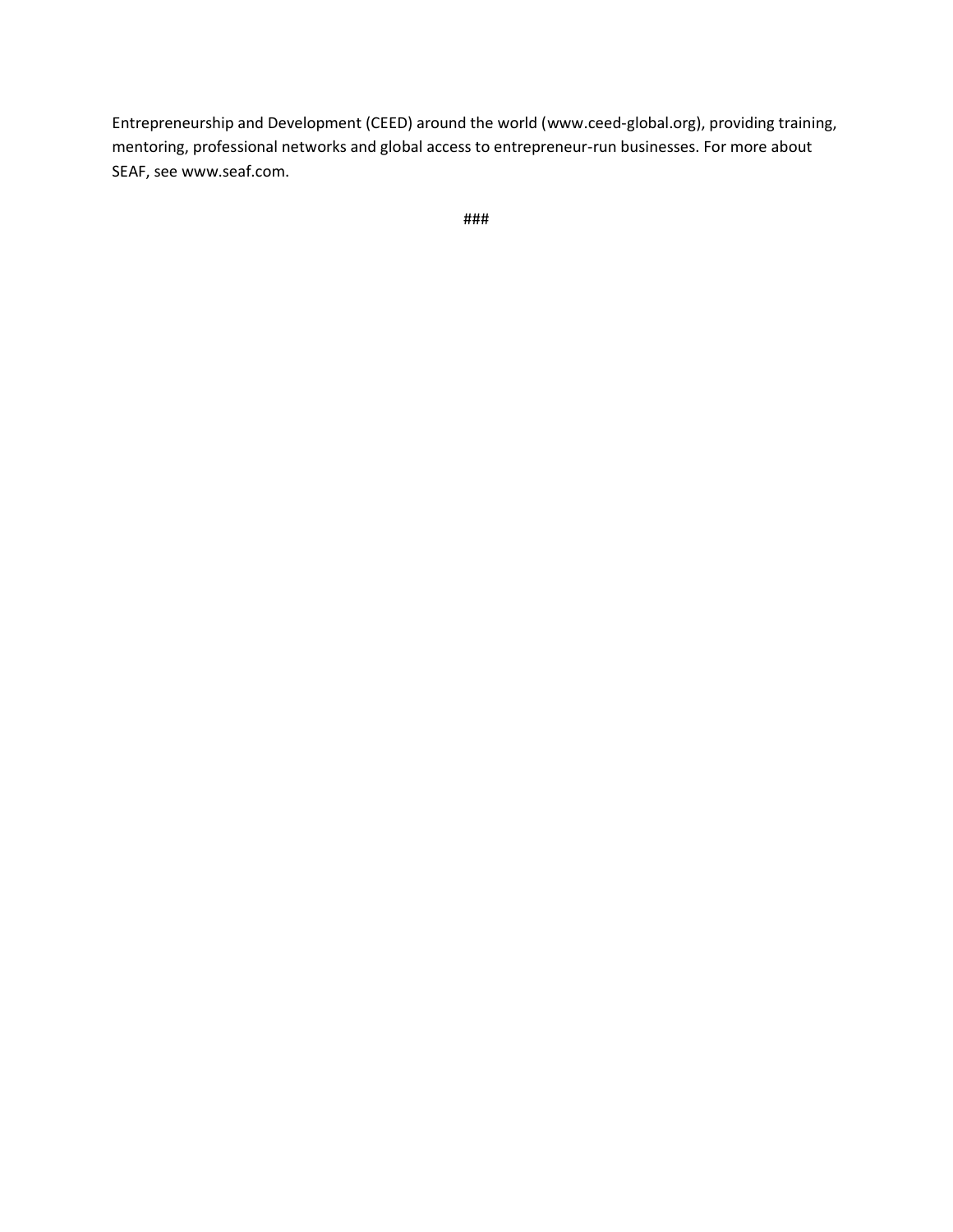Entrepreneurship and Development (CEED) around the world (www.ceed-global.org), providing training, mentoring, professional networks and global access to entrepreneur-run businesses. For more about SEAF, see www.seaf.com.

###